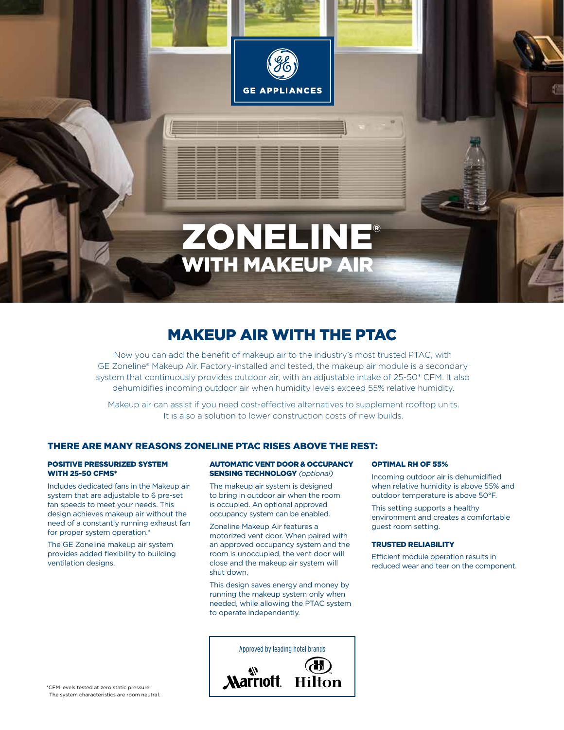GE APPLIANCES

# ZONELINE® WITH MAKEUP AIR

## MAKEUP AIR WITH THE PTAC

Now you can add the benefit of makeup air to the industry's most trusted PTAC, with GE Zoneline® Makeup Air. Factory-installed and tested, the makeup air module is a secondary system that continuously provides outdoor air, with an adjustable intake of 25-50* CFM. It also dehumidifies incoming outdoor air when humidity levels exceed 55% relative humidity.

Makeup air can assist if you need cost-effective alternatives to supplement rooftop units. It is also a solution to lower construction costs of new builds.

### THERE ARE MANY REASONS ZONELINE PTAC RISES ABOVE THE REST:

#### POSITIVE PRESSURIZED SYSTEM WITH 25-50 CFMS*

Includes dedicated fans in the Makeup air system that are adjustable to 6 pre-set fan speeds to meet your needs. This design achieves makeup air without the need of a constantly running exhaust fan for proper system operation.*

The GE Zoneline makeup air system provides added flexibility to building ventilation designs.

#### AUTOMATIC VENT DOOR & OCCUPANCY SENSING TECHNOLOGY *(optional)*

The makeup air system is designed to bring in outdoor air when the room is occupied. An optional approved occupancy system can be enabled.

Zoneline Makeup Air features a motorized vent door. When paired with an approved occupancy system and the room is unoccupied, the vent door will close and the makeup air system will shut down.

This design saves energy and money by running the makeup system only when needed, while allowing the PTAC system to operate independently.

#### OPTIMAL RH OF 55%

Incoming outdoor air is dehumidified when relative humidity is above 55% and outdoor temperature is above 50°F.

This setting supports a healthy environment and creates a comfortable guest room setting.

#### TRUSTED RELIABILITY

Efficient module operation results in reduced wear and tear on the component.

Approved by leading hotel brands

Marriott. Hilton

*CFM levels tested at zero static pressure.
The system characteristics are room neutral.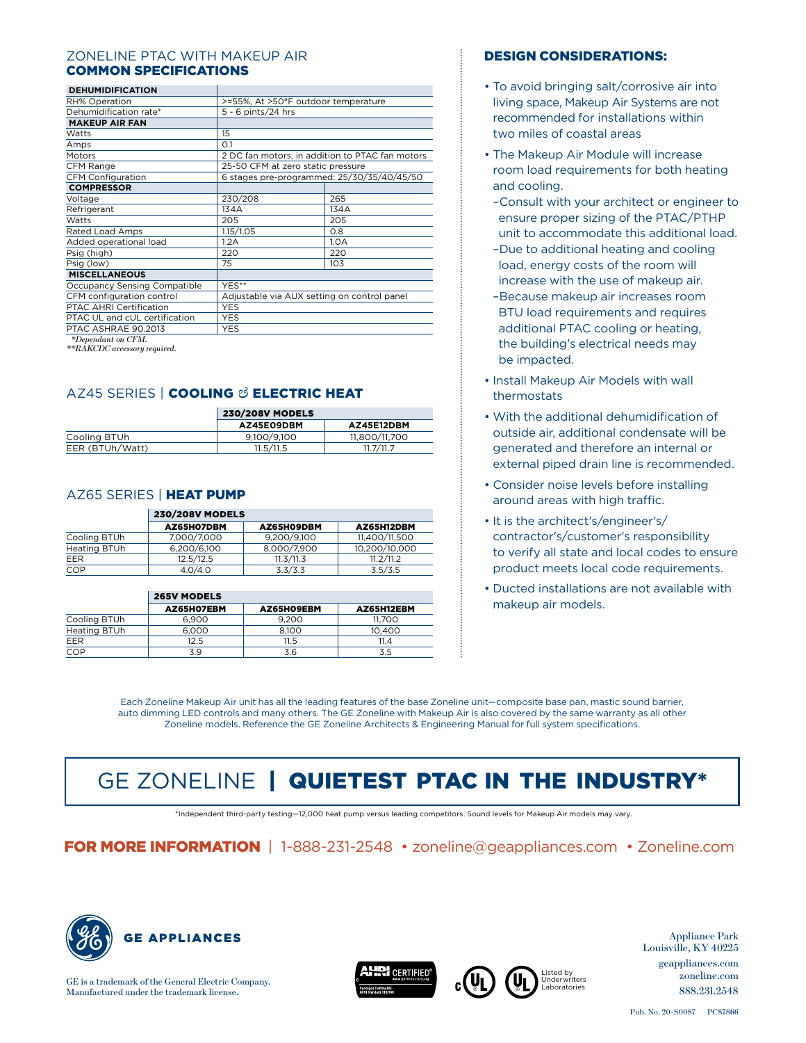## ZONELINE PTAC WITH MAKEUP AIR
## COMMON SPECIFICATIONS

| | | |
|---|---|---|
| **DEHUMIDIFICATION** | | |
| RH% Operation | >=55%, At >50°F outdoor temperature | |
| Dehumidification rate* | 5 - 6 pints/24 hrs | |
| **MAKEUP AIR FAN** | | |
| Watts | 15 | |
| Amps | 0.1 | |
| Motors | 2 DC fan motors, in addition to PTAC fan motors | |
| CFM Range | 25-50 CFM at zero static pressure | |
| CFM Configuration | 6 stages pre-programmed: 25/30/35/40/45/50 | |
| **COMPRESSOR** | | |
| Voltage | 230/208 | 265 |
| Refrigerant | 134A | 134A |
| Watts | 205 | 205 |
| Rated Load Amps | 1.15/1.05 | 0.8 |
| Added operational load | 1.2A | 1.0A |
| Psig (high) | 220 | 220 |
| Psig (low) | 75 | 103 |
| **MISCELLANEOUS** | | |
| Occupancy Sensing Compatible | YES** | |
| CFM configuration control | Adjustable via AUX setting on control panel | |
| PTAC AHRI Certification | YES | |
| PTAC UL and cUL certification | YES | |
| PTAC ASHRAE 90.2013 | YES | |

*Dependant on CFM.
**RAKCDC accessory required.

## AZ45 SERIES | COOLING & ELECTRIC HEAT

| | 230/208V MODELS | |
|---|---|---|
| | **AZ45E09DBM** | **AZ45E12DBM** |
| Cooling BTUh | 9,100/9,100 | 11,800/11,700 |
| EER (BTUh/Watt) | 11.5/11.5 | 11.7/11.7 |

## AZ65 SERIES | HEAT PUMP

| | 230/208V MODELS | | |
|---|---|---|---|
| | **AZ65H07DBM** | **AZ65H09DBM** | **AZ65H12DBM** |
| Cooling BTUh | 7,000/7,000 | 9,200/9,100 | 11,400/11,500 |
| Heating BTUh | 6,200/6,100 | 8,000/7,900 | 10,200/10,000 |
| EER | 12.5/12.5 | 11.3/11.3 | 11.2/11.2 |
| COP | 4.0/4.0 | 3.3/3.3 | 3.5/3.5 |

| | 265V MODELS | | |
|---|---|---|---|
| | **AZ65H07EBM** | **AZ65H09EBM** | **AZ65H12EBM** |
| Cooling BTUh | 6,900 | 9,200 | 11,700 |
| Heating BTUh | 6,000 | 8,100 | 10,400 |
| EER | 12.5 | 11.5 | 11.4 |
| COP | 3.9 | 3.6 | 3.5 |

## DESIGN CONSIDERATIONS:

- To avoid bringing salt/corrosive air into living space, Makeup Air Systems are not recommended for installations within two miles of coastal areas
- The Makeup Air Module will increase room load requirements for both heating and cooling.
  - Consult with your architect or engineer to ensure proper sizing of the PTAC/PTHP unit to accommodate this additional load.
  - Due to additional heating and cooling load, energy costs of the room will increase with the use of makeup air.
  - Because makeup air increases room BTU load requirements and requires additional PTAC cooling or heating, the building's electrical needs may be impacted.
- Install Makeup Air Models with wall thermostats
- With the additional dehumidification of outside air, additional condensate will be generated and therefore an internal or external piped drain line is recommended.
- Consider noise levels before installing around areas with high traffic.
- It is the architect's/engineer's/contractor's/customer's responsibility to verify all state and local codes to ensure product meets local code requirements.
- Ducted installations are not available with makeup air models.

Each Zoneline Makeup Air unit has all the leading features of the base Zoneline unit—composite base pan, mastic sound barrier, auto dimming LED controls and many others. The GE Zoneline with Makeup Air is also covered by the same warranty as all other Zoneline models. Reference the GE Zoneline Architects & Engineering Manual for full system specifications.

# GE ZONELINE | QUIETEST PTAC IN THE INDUSTRY*

*Independent third-party testing—12,000 heat pump versus leading competitors. Sound levels for Makeup Air models may vary.

**FOR MORE INFORMATION** | 1-888-231-2548 • zoneline@geappliances.com • Zoneline.com

GE APPLIANCES

GE is a trademark of the General Electric Company.
Manufactured under the trademark license.

AHRI CERTIFIED®

Listed by Underwriters Laboratories

Appliance Park
Louisville, KY 40225
geappliances.com
zoneline.com
888.231.2548

Pub. No. 20-S0087 PC87866